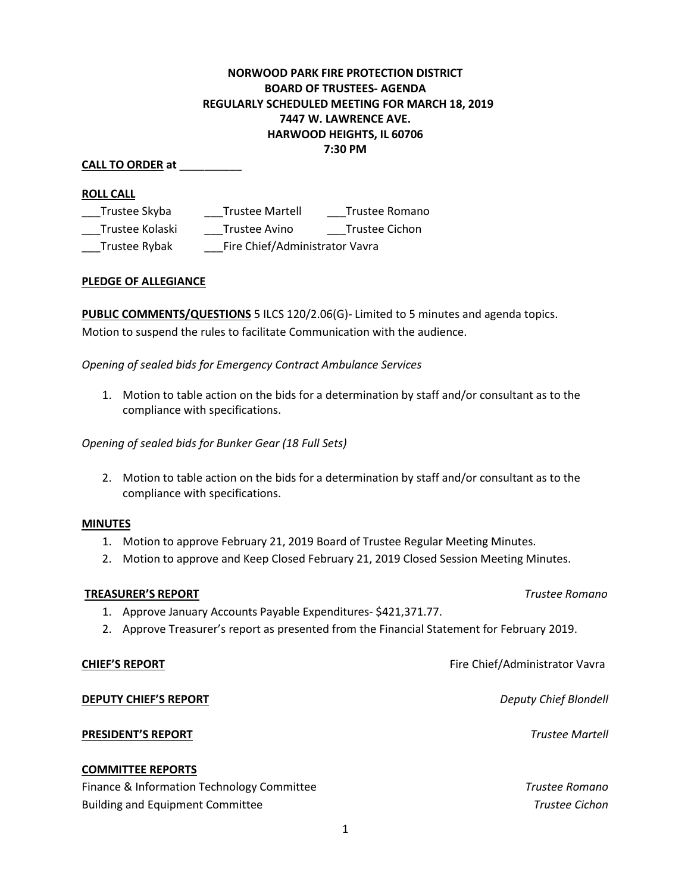**NORWOOD PARK FIRE PROTECTION DISTRICT**
**BOARD OF TRUSTEES- AGENDA**
**REGULARLY SCHEDULED MEETING FOR MARCH 18, 2019**
**7447 W. LAWRENCE AVE.**
**HARWOOD HEIGHTS, IL 60706**
**7:30 PM**

**CALL TO ORDER at** __________

**ROLL CALL**

___Trustee Skyba ___Trustee Martell ___Trustee Romano
___Trustee Kolaski ___Trustee Avino ___Trustee Cichon
___Trustee Rybak ___Fire Chief/Administrator Vavra

**PLEDGE OF ALLEGIANCE**

**PUBLIC COMMENTS/QUESTIONS** 5 ILCS 120/2.06(G)- Limited to 5 minutes and agenda topics.
Motion to suspend the rules to facilitate Communication with the audience.

*Opening of sealed bids for Emergency Contract Ambulance Services*

1. Motion to table action on the bids for a determination by staff and/or consultant as to the compliance with specifications.

*Opening of sealed bids for Bunker Gear (18 Full Sets)*

2. Motion to table action on the bids for a determination by staff and/or consultant as to the compliance with specifications.

**MINUTES**

1. Motion to approve February 21, 2019 Board of Trustee Regular Meeting Minutes.
2. Motion to approve and Keep Closed February 21, 2019 Closed Session Meeting Minutes.

**TREASURER'S REPORT** *Trustee Romano*

1. Approve January Accounts Payable Expenditures- $421,371.77.
2. Approve Treasurer's report as presented from the Financial Statement for February 2019.

**CHIEF'S REPORT** Fire Chief/Administrator Vavra

**DEPUTY CHIEF'S REPORT** *Deputy Chief Blondell*

**PRESIDENT'S REPORT** *Trustee Martell*

**COMMITTEE REPORTS**

Finance & Information Technology Committee *Trustee Romano*
Building and Equipment Committee *Trustee Cichon*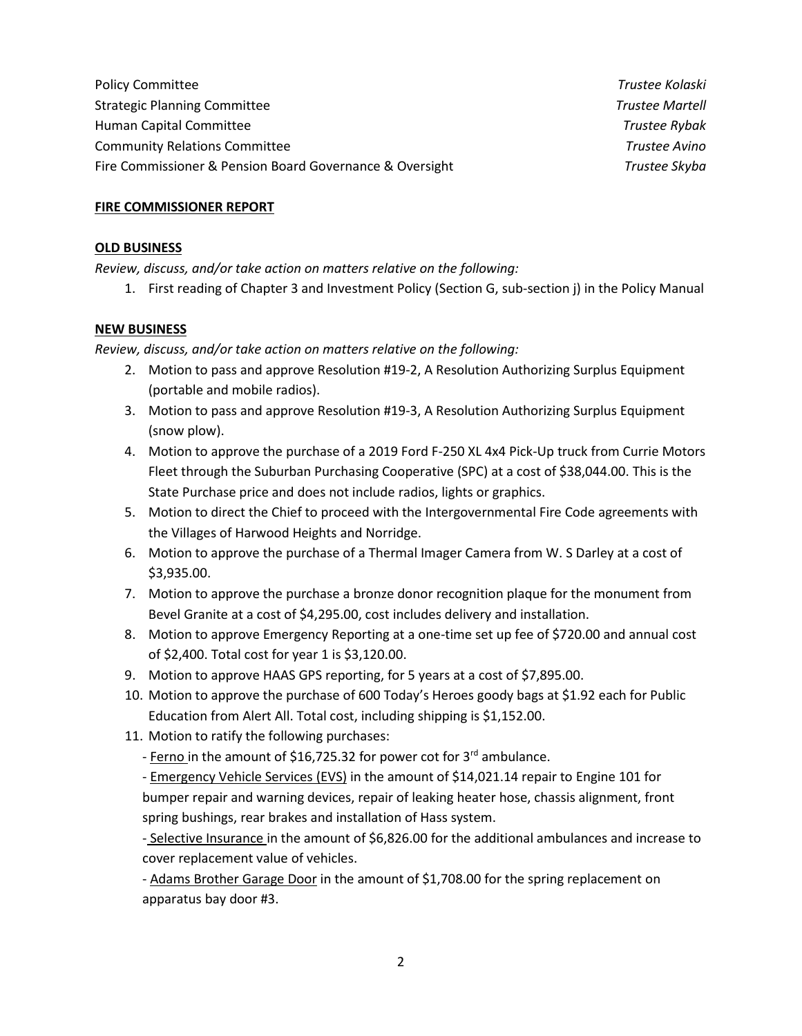| | |
|---|---|
| Policy Committee | *Trustee Kolaski* |
| Strategic Planning Committee | *Trustee Martell* |
| Human Capital Committee | *Trustee Rybak* |
| Community Relations Committee | *Trustee Avino* |
| Fire Commissioner & Pension Board Governance & Oversight | *Trustee Skyba* |

**FIRE COMMISSIONER REPORT**

**OLD BUSINESS**

*Review, discuss, and/or take action on matters relative on the following:*

1. First reading of Chapter 3 and Investment Policy (Section G, sub-section j) in the Policy Manual

**NEW BUSINESS**

*Review, discuss, and/or take action on matters relative on the following:*

2. Motion to pass and approve Resolution #19-2, A Resolution Authorizing Surplus Equipment (portable and mobile radios).
3. Motion to pass and approve Resolution #19-3, A Resolution Authorizing Surplus Equipment (snow plow).
4. Motion to approve the purchase of a 2019 Ford F-250 XL 4x4 Pick-Up truck from Currie Motors Fleet through the Suburban Purchasing Cooperative (SPC) at a cost of $38,044.00. This is the State Purchase price and does not include radios, lights or graphics.
5. Motion to direct the Chief to proceed with the Intergovernmental Fire Code agreements with the Villages of Harwood Heights and Norridge.
6. Motion to approve the purchase of a Thermal Imager Camera from W. S Darley at a cost of $3,935.00.
7. Motion to approve the purchase a bronze donor recognition plaque for the monument from Bevel Granite at a cost of $4,295.00, cost includes delivery and installation.
8. Motion to approve Emergency Reporting at a one-time set up fee of $720.00 and annual cost of $2,400. Total cost for year 1 is $3,120.00.
9. Motion to approve HAAS GPS reporting, for 5 years at a cost of $7,895.00.
10. Motion to approve the purchase of 600 Today's Heroes goody bags at $1.92 each for Public Education from Alert All. Total cost, including shipping is $1,152.00.
11. Motion to ratify the following purchases:
    - <u>Ferno</u> in the amount of $16,725.32 for power cot for 3rd ambulance.
    - <u>Emergency Vehicle Services (EVS)</u> in the amount of $14,021.14 repair to Engine 101 for bumper repair and warning devices, repair of leaking heater hose, chassis alignment, front spring bushings, rear brakes and installation of Hass system.
    - <u>Selective Insurance</u> in the amount of $6,826.00 for the additional ambulances and increase to cover replacement value of vehicles.
    - <u>Adams Brother Garage Door</u> in the amount of $1,708.00 for the spring replacement on apparatus bay door #3.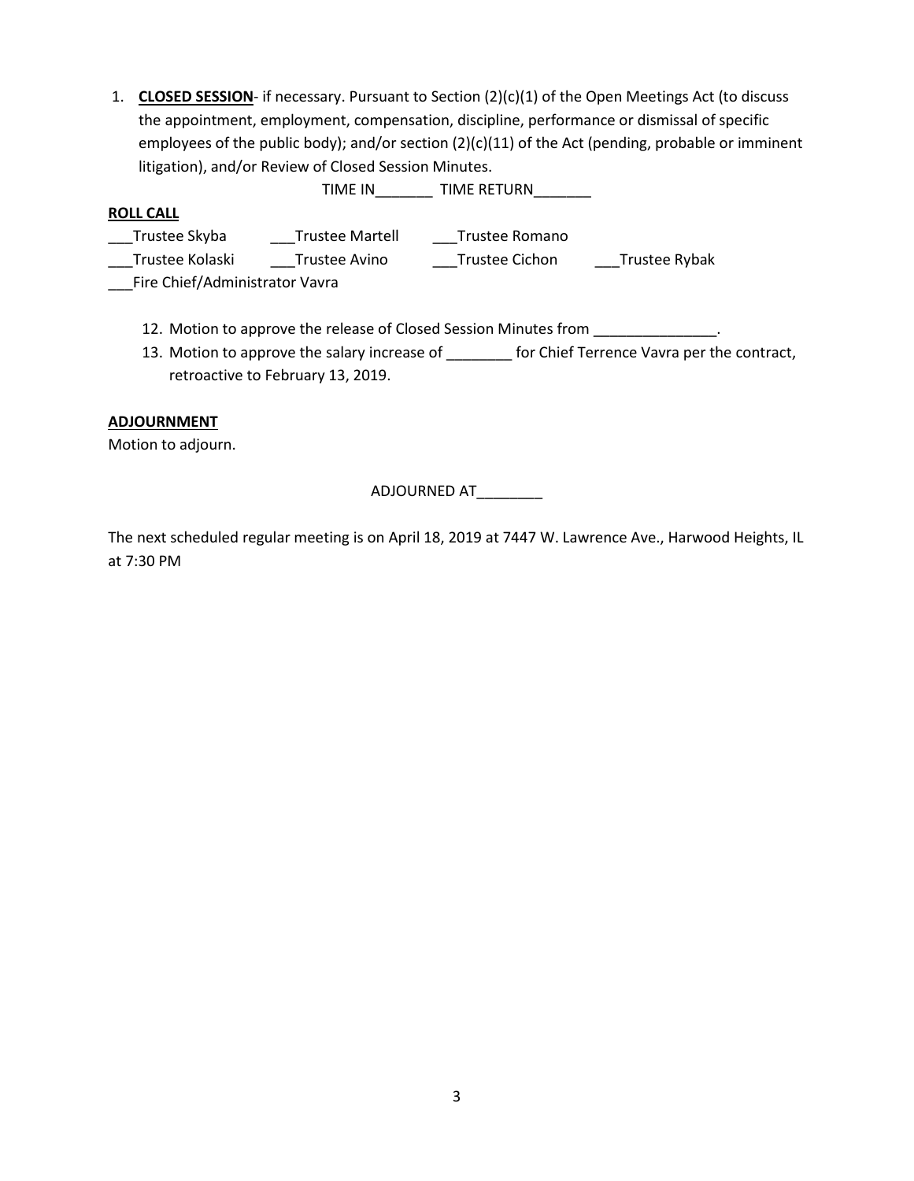1. **CLOSED SESSION**- if necessary. Pursuant to Section (2)(c)(1) of the Open Meetings Act (to discuss the appointment, employment, compensation, discipline, performance or dismissal of specific employees of the public body); and/or section (2)(c)(11) of the Act (pending, probable or imminent litigation), and/or Review of Closed Session Minutes.

TIME IN_______ TIME RETURN_______

**ROLL CALL**

___Trustee Skyba ___Trustee Martell ___Trustee Romano
___Trustee Kolaski ___Trustee Avino ___Trustee Cichon ___Trustee Rybak
___Fire Chief/Administrator Vavra

12. Motion to approve the release of Closed Session Minutes from _______________.
13. Motion to approve the salary increase of ________ for Chief Terrence Vavra per the contract, retroactive to February 13, 2019.

**ADJOURNMENT**

Motion to adjourn.

ADJOURNED AT________

The next scheduled regular meeting is on April 18, 2019 at 7447 W. Lawrence Ave., Harwood Heights, IL at 7:30 PM